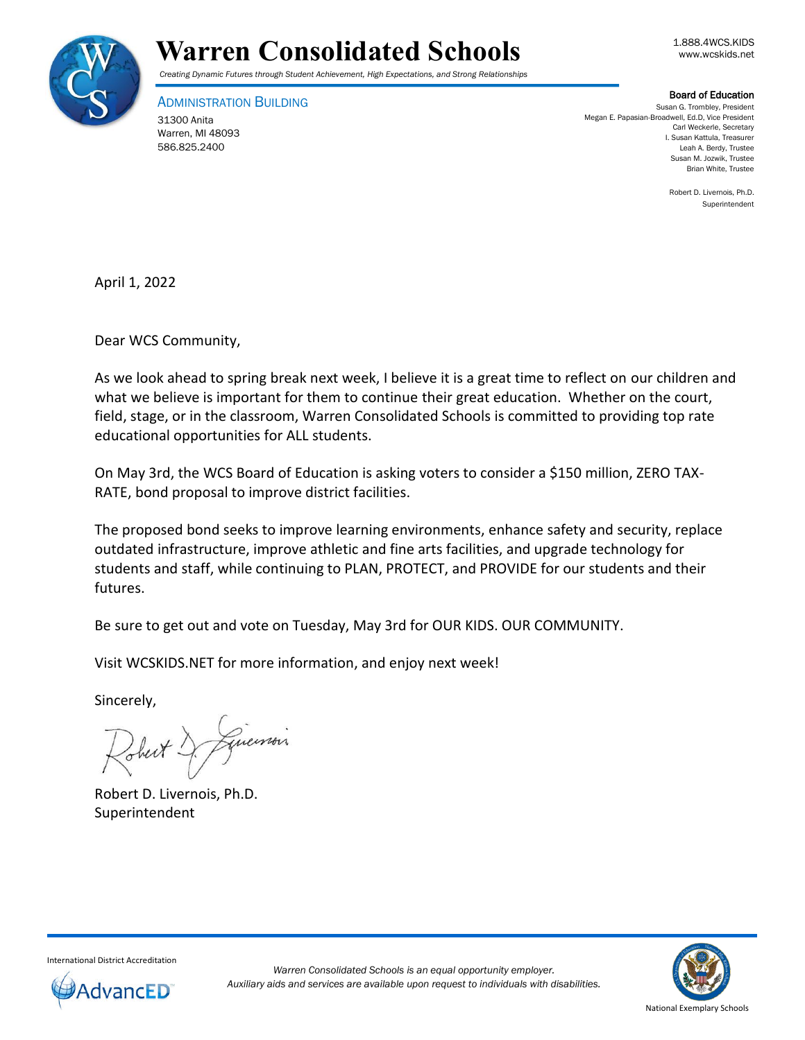# Warren Consolidated Schools

*Creating Dynamic Futures through Student Achievement, High Expectations, and Strong Relationships*

1.888.4WCS.KIDS
www.wcskids.net

ADMINISTRATION BUILDING
31300 Anita
Warren, MI 48093
586.825.2400

**Board of Education**
Susan G. Trombley, President
Megan E. Papasian-Broadwell, Ed.D, Vice President
Carl Weckerle, Secretary
I. Susan Kattula, Treasurer
Leah A. Berdy, Trustee
Susan M. Jozwik, Trustee
Brian White, Trustee

Robert D. Livernois, Ph.D.
Superintendent

April 1, 2022

Dear WCS Community,

As we look ahead to spring break next week, I believe it is a great time to reflect on our children and what we believe is important for them to continue their great education. Whether on the court, field, stage, or in the classroom, Warren Consolidated Schools is committed to providing top rate educational opportunities for ALL students.

On May 3rd, the WCS Board of Education is asking voters to consider a $150 million, ZERO TAX-RATE, bond proposal to improve district facilities.

The proposed bond seeks to improve learning environments, enhance safety and security, replace outdated infrastructure, improve athletic and fine arts facilities, and upgrade technology for students and staff, while continuing to PLAN, PROTECT, and PROVIDE for our students and their futures.

Be sure to get out and vote on Tuesday, May 3rd for OUR KIDS. OUR COMMUNITY.

Visit WCSKIDS.NET for more information, and enjoy next week!

Sincerely,

Robert D. Livernois, Ph.D.
Superintendent

International District Accreditation
AdvancED

*Warren Consolidated Schools is an equal opportunity employer.*
*Auxiliary aids and services are available upon request to individuals with disabilities.*

National Exemplary Schools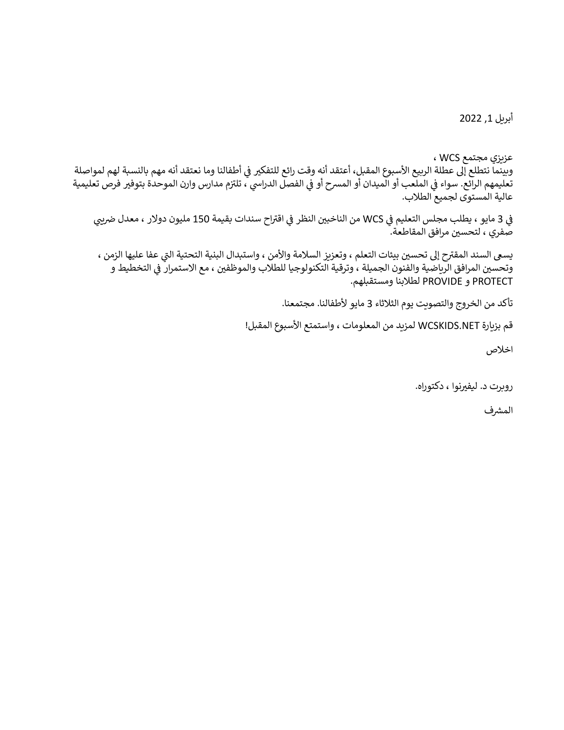أبريل 1, 2022

عزيزي مجتمع WCS ،
وبينما نتطلع إلى عطلة الربيع الأسبوع المقبل، أعتقد أنه وقت رائع للتفكير في أطفالنا وما نعتقد أنه مهم بالنسبة لهم لمواصلة تعليمهم الرائع. سواء في الملعب أو الميدان أو المسرح أو في الفصل الدراسي ، تلتزم مدارس وارن الموحدة بتوفير فرص تعليمية عالية المستوى لجميع الطلاب.

في 3 مايو ، يطلب مجلس التعليم في WCS من الناخبين النظر في اقتراح سندات بقيمة 150 مليون دولار ، معدل ضريبي صفري ، لتحسين مرافق المقاطعة.

يسعى السند المقترح إلى تحسين بيئات التعلم ، وتعزيز السلامة والأمن ، واستبدال البنية التحتية التي عفا عليها الزمن ، وتحسين المرافق الرياضية والفنون الجميلة ، وترقية التكنولوجيا للطلاب والموظفين ، مع الاستمرار في التخطيط و PROTECT و PROVIDE لطلابنا ومستقبلهم.

تأكد من الخروج والتصويت يوم الثلاثاء 3 مايو لأطفالنا. مجتمعنا.

قم بزيارة WCSKIDS.NET لمزيد من المعلومات ، واستمتع الأسبوع المقبل!

اخلاص

روبرت د. ليفيرنوا ، دكتوراه.

المشرف